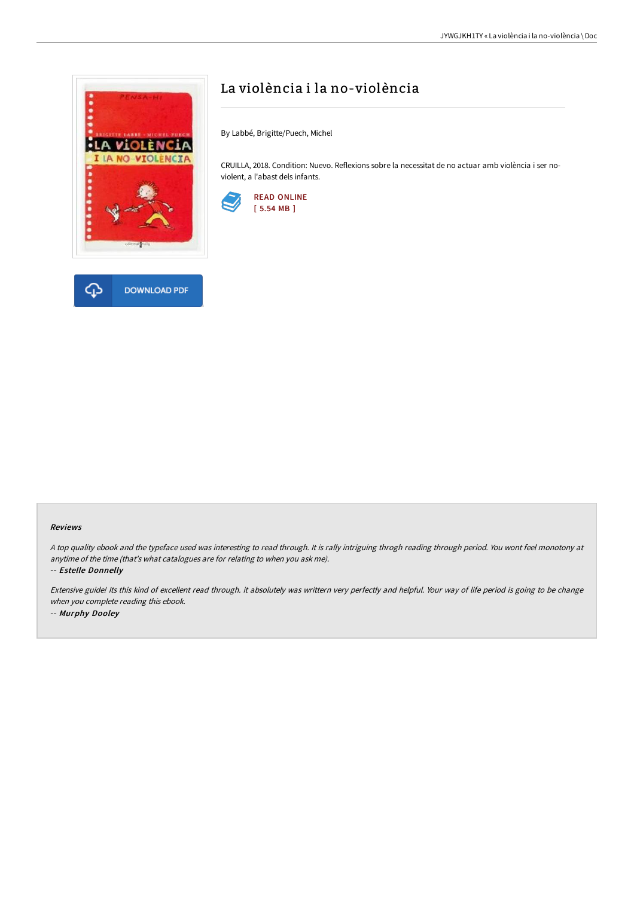# La violència i la no-violència

By Labbé, Brigitte/Puech, Michel

CRUILLA, 2018. Condition: Nuevo. Reflexions sobre la necessitat de no actuar amb violència i ser no-violent, a l'abast dels infants.

READ ONLINE
[ 5.54 MB ]

DOWNLOAD PDF

### Reviews

*A top quality ebook and the typeface used was interesting to read through. It is rally intriguing throgh reading through period. You wont feel monotony at anytime of the time (that's what catalogues are for relating to when you ask me).*

*-- **Estelle Donnelly***

*Extensive guide! Its this kind of excellent read through. it absolutely was writtern very perfectly and helpful. Your way of life period is going to be change when you complete reading this ebook.*

*-- **Murphy Dooley***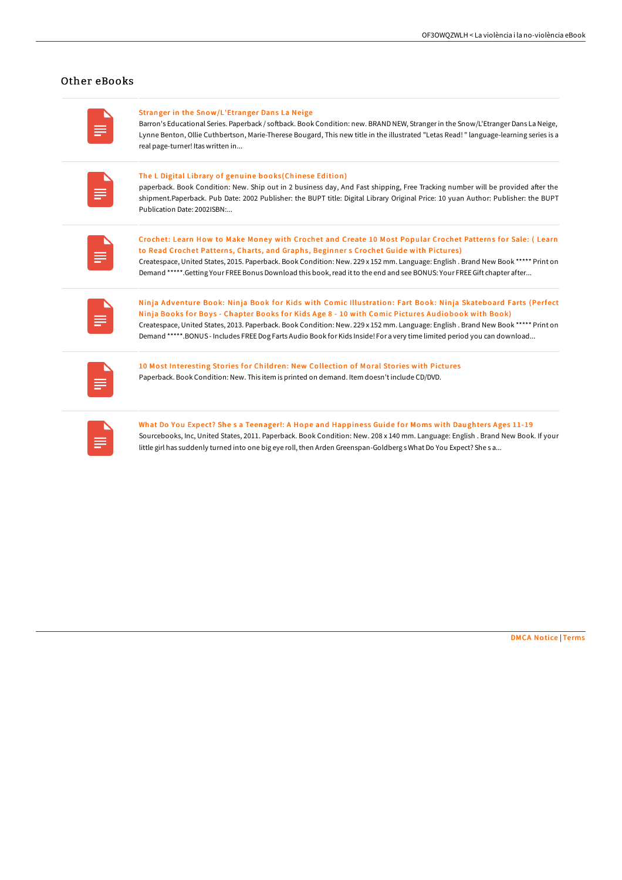## Other eBooks

### Stranger in the Snow/L'Etranger Dans La Neige

Barron's Educational Series. Paperback / softback. Book Condition: new. BRAND NEW, Stranger in the Snow/L'Etranger Dans La Neige, Lynne Benton, Ollie Cuthbertson, Marie-Therese Bougard, This new title in the illustrated "Letas Read! " language-learning series is a real page-turner! Itas written in...

### The L Digital Library of genuine books(Chinese Edition)

paperback. Book Condition: New. Ship out in 2 business day, And Fast shipping, Free Tracking number will be provided after the shipment.Paperback. Pub Date: 2002 Publisher: the BUPT title: Digital Library Original Price: 10 yuan Author: Publisher: the BUPT Publication Date: 2002ISBN:...

### Crochet: Learn How to Make Money with Crochet and Create 10 Most Popular Crochet Patterns for Sale: ( Learn to Read Crochet Patterns, Charts, and Graphs, Beginner s Crochet Guide with Pictures)

Createspace, United States, 2015. Paperback. Book Condition: New. 229 x 152 mm. Language: English . Brand New Book ***** Print on Demand *****.Getting Your FREE Bonus Download this book, read it to the end and see BONUS: Your FREE Gift chapter after...

### Ninja Adventure Book: Ninja Book for Kids with Comic Illustration: Fart Book: Ninja Skateboard Farts (Perfect Ninja Books for Boys - Chapter Books for Kids Age 8 - 10 with Comic Pictures Audiobook with Book)

Createspace, United States, 2013. Paperback. Book Condition: New. 229 x 152 mm. Language: English . Brand New Book ***** Print on Demand *****.BONUS - Includes FREE Dog Farts Audio Book for Kids Inside! For a very time limited period you can download...

### 10 Most Interesting Stories for Children: New Collection of Moral Stories with Pictures

Paperback. Book Condition: New. This item is printed on demand. Item doesn't include CD/DVD.

### What Do You Expect? She s a Teenager!: A Hope and Happiness Guide for Moms with Daughters Ages 11-19

Sourcebooks, Inc, United States, 2011. Paperback. Book Condition: New. 208 x 140 mm. Language: English . Brand New Book. If your little girl has suddenly turned into one big eye roll, then Arden Greenspan-Goldberg s What Do You Expect? She s a...